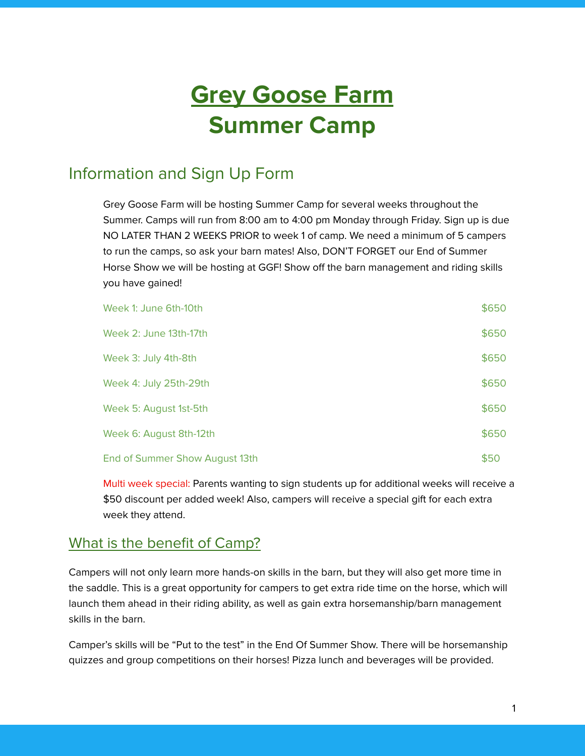# Grey Goose Farm
# Summer Camp

## Information and Sign Up Form

Grey Goose Farm will be hosting Summer Camp for several weeks throughout the Summer. Camps will run from 8:00 am to 4:00 pm Monday through Friday. Sign up is due NO LATER THAN 2 WEEKS PRIOR to week 1 of camp. We need a minimum of 5 campers to run the camps, so ask your barn mates! Also, DON'T FORGET our End of Summer Horse Show we will be hosting at GGF! Show off the barn management and riding skills you have gained!

| | |
|---|---|
| Week 1: June 6th-10th | $650 |
| Week 2: June 13th-17th | $650 |
| Week 3: July 4th-8th | $650 |
| Week 4: July 25th-29th | $650 |
| Week 5: August 1st-5th | $650 |
| Week 6: August 8th-12th | $650 |
| End of Summer Show August 13th | $50 |

Multi week special: Parents wanting to sign students up for additional weeks will receive a $50 discount per added week! Also, campers will receive a special gift for each extra week they attend.

## What is the benefit of Camp?

Campers will not only learn more hands-on skills in the barn, but they will also get more time in the saddle. This is a great opportunity for campers to get extra ride time on the horse, which will launch them ahead in their riding ability, as well as gain extra horsemanship/barn management skills in the barn.

Camper's skills will be "Put to the test" in the End Of Summer Show. There will be horsemanship quizzes and group competitions on their horses! Pizza lunch and beverages will be provided.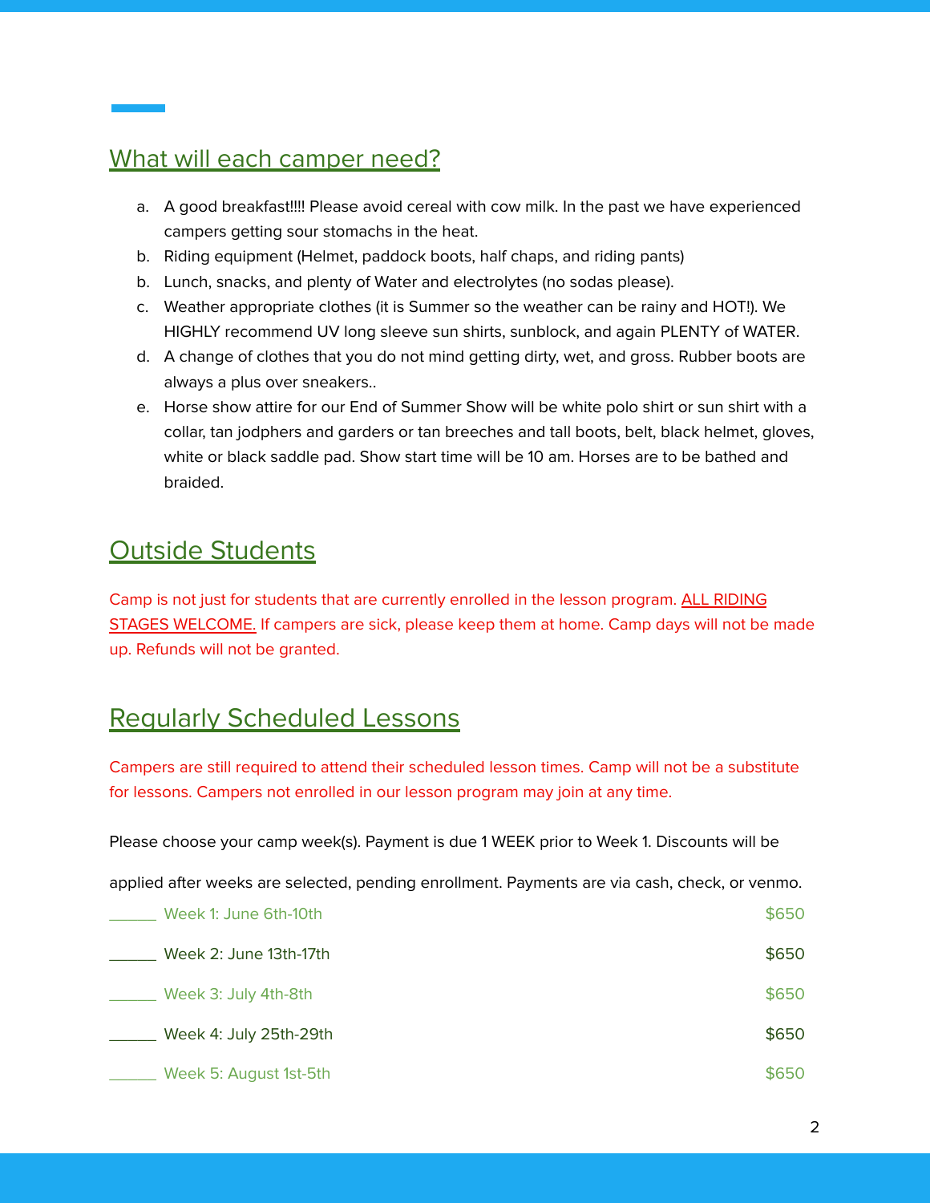## What will each camper need?

a. A good breakfast!!!! Please avoid cereal with cow milk. In the past we have experienced campers getting sour stomachs in the heat.
b. Riding equipment (Helmet, paddock boots, half chaps, and riding pants)
b. Lunch, snacks, and plenty of Water and electrolytes (no sodas please).
c. Weather appropriate clothes (it is Summer so the weather can be rainy and HOT!). We HIGHLY recommend UV long sleeve sun shirts, sunblock, and again PLENTY of WATER.
d. A change of clothes that you do not mind getting dirty, wet, and gross. Rubber boots are always a plus over sneakers..
e. Horse show attire for our End of Summer Show will be white polo shirt or sun shirt with a collar, tan jodphers and garders or tan breeches and tall boots, belt, black helmet, gloves, white or black saddle pad. Show start time will be 10 am. Horses are to be bathed and braided.

## Outside Students

Camp is not just for students that are currently enrolled in the lesson program. ALL RIDING STAGES WELCOME. If campers are sick, please keep them at home. Camp days will not be made up. Refunds will not be granted.

## Regularly Scheduled Lessons

Campers are still required to attend their scheduled lesson times. Camp will not be a substitute for lessons. Campers not enrolled in our lesson program may join at any time.

Please choose your camp week(s). Payment is due 1 WEEK prior to Week 1. Discounts will be applied after weeks are selected, pending enrollment. Payments are via cash, check, or venmo.

_____ Week 1: June 6th-10th $650

_____ Week 2: June 13th-17th $650

_____ Week 3: July 4th-8th $650

_____ Week 4: July 25th-29th $650

_____ Week 5: August 1st-5th $650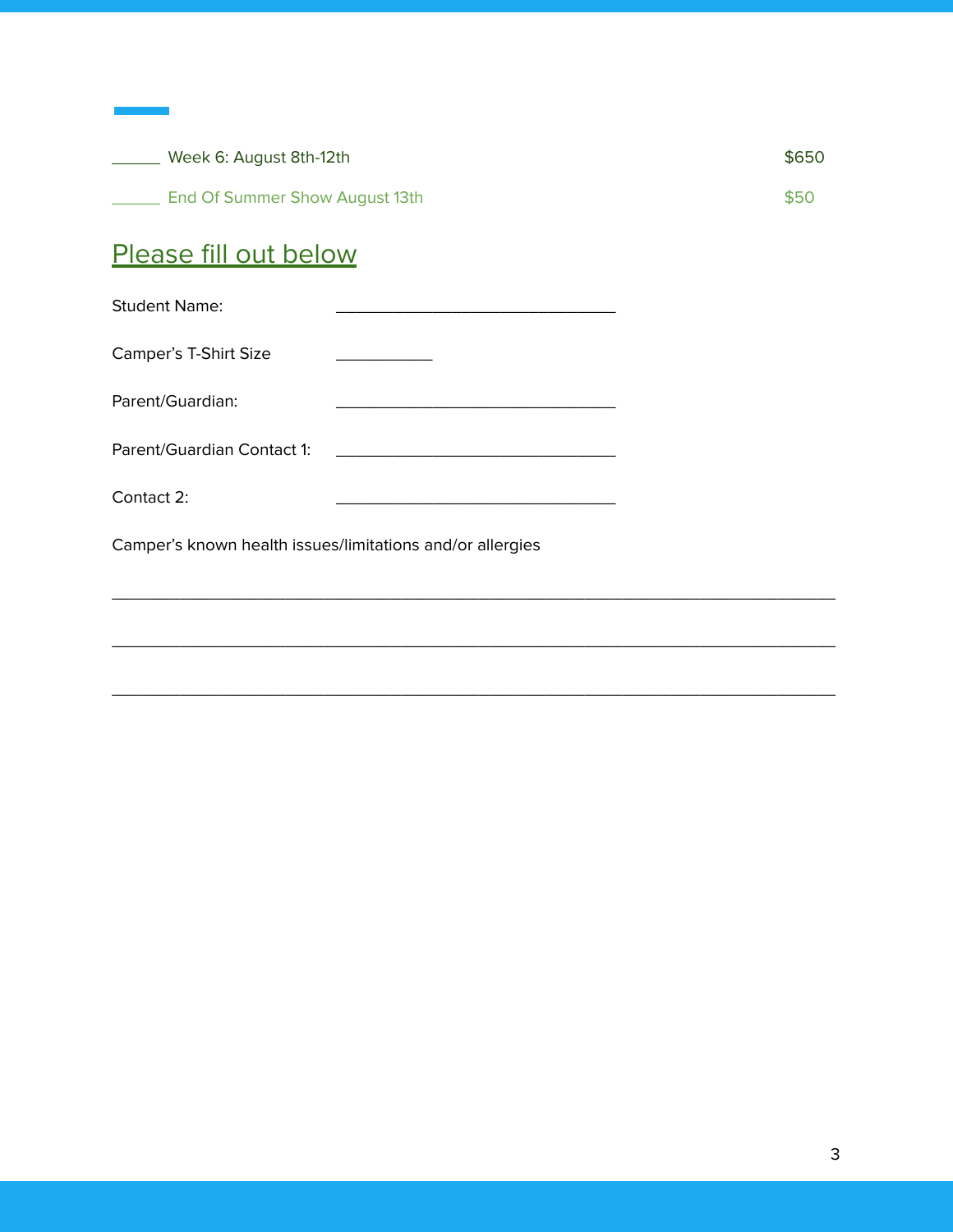______ Week 6: August 8th-12th $650

______ End Of Summer Show August 13th $50

## Please fill out below

Student Name: ________________________________

Camper's T-Shirt Size ___________

Parent/Guardian: ________________________________

Parent/Guardian Contact 1: ________________________________

Contact 2: ________________________________

Camper's known health issues/limitations and/or allergies

_______________________________________________________________________________

_______________________________________________________________________________

_______________________________________________________________________________